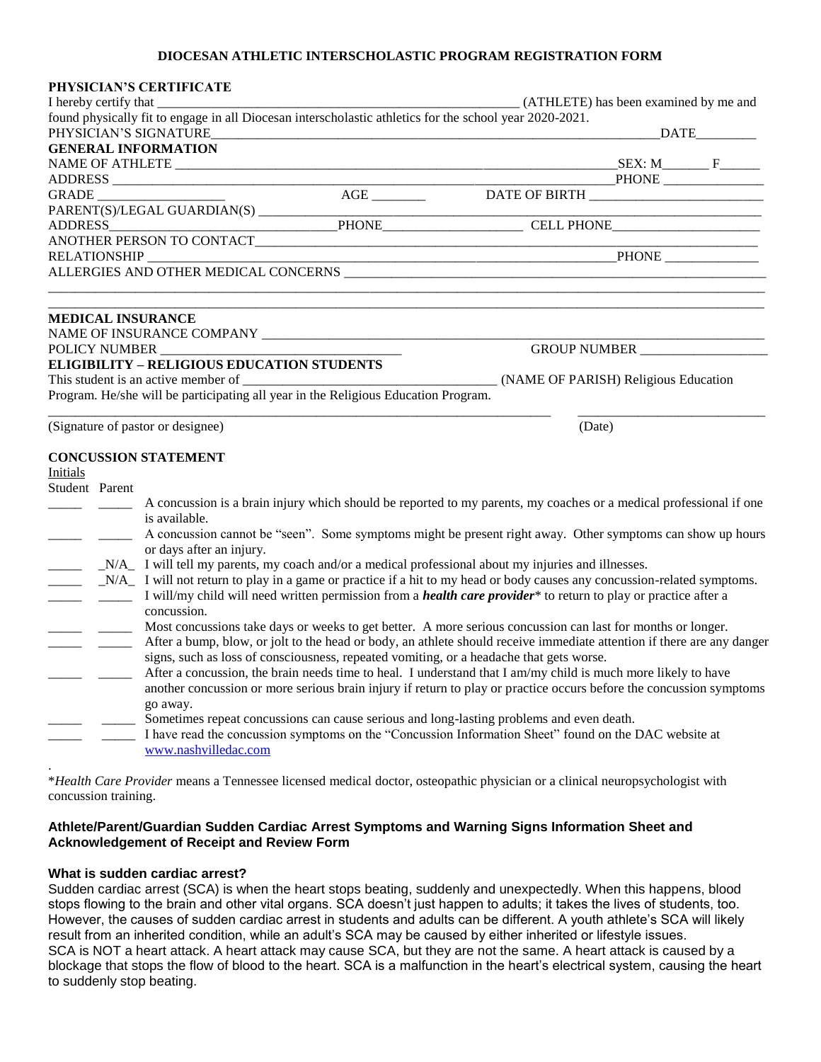# DIOCESAN ATHLETIC INTERSCHOLASTIC PROGRAM REGISTRATION FORM

**PHYSICIAN'S CERTIFICATE**

I hereby certify that \_\_\_\_\_\_\_\_\_\_\_\_\_\_\_\_\_\_\_\_\_\_\_\_\_\_\_\_\_\_\_\_\_\_\_\_\_\_\_\_\_\_\_\_\_\_\_\_\_\_\_\_ (ATHLETE) has been examined by me and found physically fit to engage in all Diocesan interscholastic athletics for the school year 2020-2021.

PHYSICIAN'S SIGNATURE\_\_\_\_\_\_\_\_\_\_\_\_\_\_\_\_\_\_\_\_\_\_\_\_\_\_\_\_\_\_\_\_\_\_\_\_\_\_\_\_\_\_\_\_\_\_\_\_\_\_\_\_\_\_\_\_\_\_\_\_\_\_\_\_\_\_\_\_\_\_DATE\_\_\_\_\_\_\_\_\_

**GENERAL INFORMATION**

NAME OF ATHLETE \_\_\_\_\_\_\_\_\_\_\_\_\_\_\_\_\_\_\_\_\_\_\_\_\_\_\_\_\_\_\_\_\_\_\_\_\_\_\_\_\_\_\_\_\_\_\_\_\_\_\_\_\_\_\_\_\_\_\_\_\_\_\_\_\_\_\_\_\_SEX: M\_\_\_\_\_\_\_ F\_\_\_\_\_\_

ADDRESS \_\_\_\_\_\_\_\_\_\_\_\_\_\_\_\_\_\_\_\_\_\_\_\_\_\_\_\_\_\_\_\_\_\_\_\_\_\_\_\_\_\_\_\_\_\_\_\_\_\_\_\_\_\_\_\_\_\_\_\_\_\_\_\_\_\_\_\_\_\_\_\_\_\_\_\_PHONE \_\_\_\_\_\_\_\_\_\_\_\_\_\_\_

GRADE \_\_\_\_\_\_\_\_\_\_\_\_\_\_\_\_\_\_\_ AGE \_\_\_\_\_\_\_\_ DATE OF BIRTH \_\_\_\_\_\_\_\_\_\_\_\_\_\_\_\_\_\_\_\_\_\_\_\_\_\_

PARENT(S)/LEGAL GUARDIAN(S) \_\_\_\_\_\_\_\_\_\_\_\_\_\_\_\_\_\_\_\_\_\_\_\_\_\_\_\_\_\_\_\_\_\_\_\_\_\_\_\_\_\_\_\_\_\_\_\_\_\_\_\_\_\_\_\_\_\_\_\_\_\_\_\_\_\_\_\_\_\_\_

ADDRESS\_\_\_\_\_\_\_\_\_\_\_\_\_\_\_\_\_\_\_\_\_\_\_\_\_\_\_\_\_\_\_\_\_PHONE\_\_\_\_\_\_\_\_\_\_\_\_\_\_\_\_\_\_\_\_ CELL PHONE\_\_\_\_\_\_\_\_\_\_\_\_\_\_\_\_\_\_\_\_\_\_

ANOTHER PERSON TO CONTACT\_\_\_\_\_\_\_\_\_\_\_\_\_\_\_\_\_\_\_\_\_\_\_\_\_\_\_\_\_\_\_\_\_\_\_\_\_\_\_\_\_\_\_\_\_\_\_\_\_\_\_\_\_\_\_\_\_\_\_\_\_\_\_\_\_\_\_\_\_\_\_\_\_\_\_

RELATIONSHIP \_\_\_\_\_\_\_\_\_\_\_\_\_\_\_\_\_\_\_\_\_\_\_\_\_\_\_\_\_\_\_\_\_\_\_\_\_\_\_\_\_\_\_\_\_\_\_\_\_\_\_\_\_\_\_\_\_\_\_\_\_\_\_\_\_\_\_\_\_\_\_\_PHONE \_\_\_\_\_\_\_\_\_\_\_\_\_\_

ALLERGIES AND OTHER MEDICAL CONCERNS \_\_\_\_\_\_\_\_\_\_\_\_\_\_\_\_\_\_\_\_\_\_\_\_\_\_\_\_\_\_\_\_\_\_\_\_\_\_\_\_\_\_\_\_\_\_\_\_\_\_\_\_\_\_\_\_\_\_\_\_

\_\_\_\_\_\_\_\_\_\_\_\_\_\_\_\_\_\_\_\_\_\_\_\_\_\_\_\_\_\_\_\_\_\_\_\_\_\_\_\_\_\_\_\_\_\_\_\_\_\_\_\_\_\_\_\_\_\_\_\_\_\_\_\_\_\_\_\_\_\_\_\_\_\_\_\_\_\_\_\_\_\_\_\_\_\_\_\_\_\_\_\_\_\_\_\_\_\_\_\_\_\_\_\_

\_\_\_\_\_\_\_\_\_\_\_\_\_\_\_\_\_\_\_\_\_\_\_\_\_\_\_\_\_\_\_\_\_\_\_\_\_\_\_\_\_\_\_\_\_\_\_\_\_\_\_\_\_\_\_\_\_\_\_\_\_\_\_\_\_\_\_\_\_\_\_\_\_\_\_\_\_\_\_\_\_\_\_\_\_\_\_\_\_\_\_\_\_\_\_\_\_\_\_\_\_\_\_\_

**MEDICAL INSURANCE**

NAME OF INSURANCE COMPANY \_\_\_\_\_\_\_\_\_\_\_\_\_\_\_\_\_\_\_\_\_\_\_\_\_\_\_\_\_\_\_\_\_\_\_\_\_\_\_\_\_\_\_\_\_\_\_\_\_\_\_\_\_\_\_\_\_\_\_\_\_\_\_\_\_\_\_\_\_\_\_\_\_\_

POLICY NUMBER \_\_\_\_\_\_\_\_\_\_\_\_\_\_\_\_\_\_\_\_\_\_\_\_\_\_\_\_\_\_\_\_\_\_\_\_\_ GROUP NUMBER \_\_\_\_\_\_\_\_\_\_\_\_\_\_\_\_\_\_\_

**ELIGIBILITY – RELIGIOUS EDUCATION STUDENTS**

This student is an active member of \_\_\_\_\_\_\_\_\_\_\_\_\_\_\_\_\_\_\_\_\_\_\_\_\_\_\_\_\_\_\_\_\_\_\_\_\_\_ (NAME OF PARISH) Religious Education Program. He/she will be participating all year in the Religious Education Program.

\_\_\_\_\_\_\_\_\_\_\_\_\_\_\_\_\_\_\_\_\_\_\_\_\_\_\_\_\_\_\_\_\_\_\_\_\_\_\_\_\_\_\_\_\_\_\_\_\_\_\_\_\_\_\_\_\_\_\_\_\_\_\_\_\_\_\_\_\_\_\_\_\_\_\_ \_\_\_\_\_\_\_\_\_\_\_\_\_\_\_\_\_\_\_\_\_\_\_\_\_\_\_\_

(Signature of pastor or designee) (Date)

**CONCUSSION STATEMENT**

Initials

| Student | Parent | |
|---|---|---|
| \_\_\_\_\_ | \_\_\_\_\_ | A concussion is a brain injury which should be reported to my parents, my coaches or a medical professional if one is available. |
| \_\_\_\_\_ | \_\_\_\_\_ | A concussion cannot be "seen". Some symptoms might be present right away. Other symptoms can show up hours or days after an injury. |
| \_\_\_\_\_ | \_N/A\_ | I will tell my parents, my coach and/or a medical professional about my injuries and illnesses. |
| \_\_\_\_\_ | \_N/A\_ | I will not return to play in a game or practice if a hit to my head or body causes any concussion-related symptoms. |
| \_\_\_\_\_ | \_\_\_\_\_ | I will/my child will need written permission from a ***health care provider**** to return to play or practice after a concussion. |
| \_\_\_\_\_ | \_\_\_\_\_ | Most concussions take days or weeks to get better. A more serious concussion can last for months or longer. |
| \_\_\_\_\_ | \_\_\_\_\_ | After a bump, blow, or jolt to the head or body, an athlete should receive immediate attention if there are any danger signs, such as loss of consciousness, repeated vomiting, or a headache that gets worse. |
| \_\_\_\_\_ | \_\_\_\_\_ | After a concussion, the brain needs time to heal. I understand that I am/my child is much more likely to have another concussion or more serious brain injury if return to play or practice occurs before the concussion symptoms go away. |
| \_\_\_\_\_ | \_\_\_\_\_ | Sometimes repeat concussions can cause serious and long-lasting problems and even death. |
| \_\_\_\_\_ | \_\_\_\_\_ | I have read the concussion symptoms on the "Concussion Information Sheet" found on the DAC website at www.nashvilledac.com |

\**Health Care Provider* means a Tennessee licensed medical doctor, osteopathic physician or a clinical neuropsychologist with concussion training.

## Athlete/Parent/Guardian Sudden Cardiac Arrest Symptoms and Warning Signs Information Sheet and Acknowledgement of Receipt and Review Form

### What is sudden cardiac arrest?

Sudden cardiac arrest (SCA) is when the heart stops beating, suddenly and unexpectedly. When this happens, blood stops flowing to the brain and other vital organs. SCA doesn't just happen to adults; it takes the lives of students, too. However, the causes of sudden cardiac arrest in students and adults can be different. A youth athlete's SCA will likely result from an inherited condition, while an adult's SCA may be caused by either inherited or lifestyle issues.

SCA is NOT a heart attack. A heart attack may cause SCA, but they are not the same. A heart attack is caused by a blockage that stops the flow of blood to the heart. SCA is a malfunction in the heart's electrical system, causing the heart to suddenly stop beating.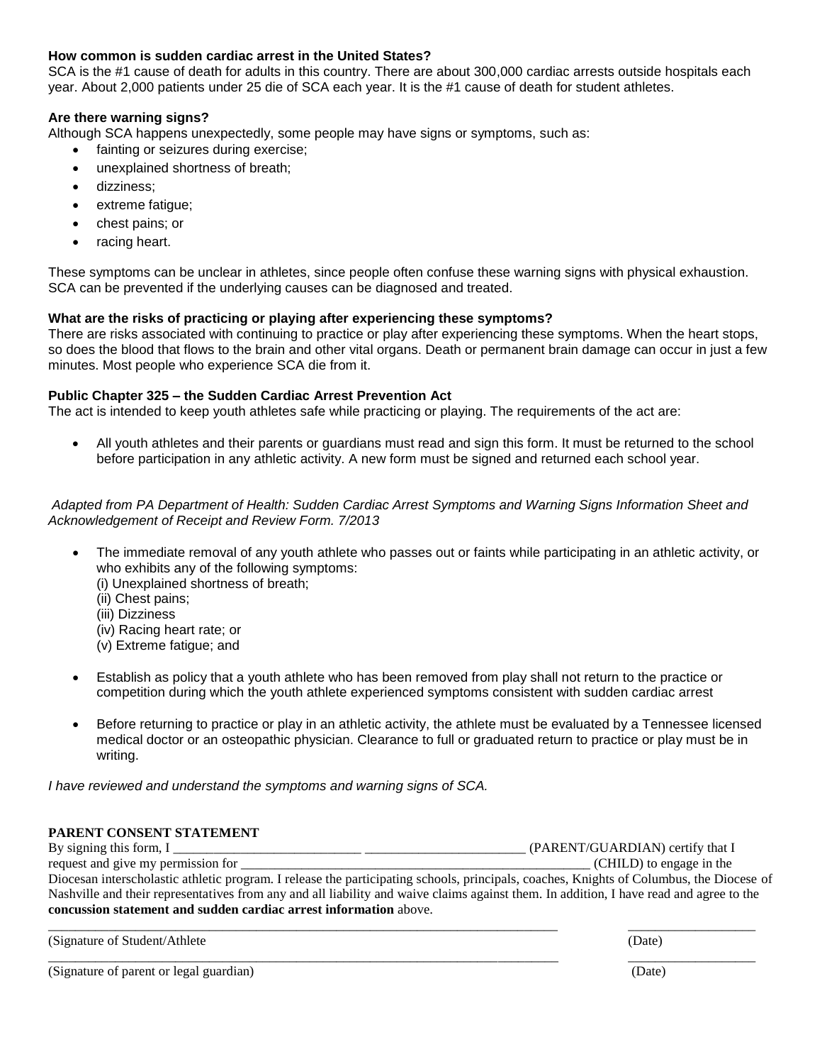**How common is sudden cardiac arrest in the United States?**
SCA is the #1 cause of death for adults in this country. There are about 300,000 cardiac arrests outside hospitals each year. About 2,000 patients under 25 die of SCA each year. It is the #1 cause of death for student athletes.

**Are there warning signs?**
Although SCA happens unexpectedly, some people may have signs or symptoms, such as:

- fainting or seizures during exercise;
- unexplained shortness of breath;
- dizziness;
- extreme fatigue;
- chest pains; or
- racing heart.

These symptoms can be unclear in athletes, since people often confuse these warning signs with physical exhaustion. SCA can be prevented if the underlying causes can be diagnosed and treated.

**What are the risks of practicing or playing after experiencing these symptoms?**
There are risks associated with continuing to practice or play after experiencing these symptoms. When the heart stops, so does the blood that flows to the brain and other vital organs. Death or permanent brain damage can occur in just a few minutes. Most people who experience SCA die from it.

**Public Chapter 325 – the Sudden Cardiac Arrest Prevention Act**
The act is intended to keep youth athletes safe while practicing or playing. The requirements of the act are:

- All youth athletes and their parents or guardians must read and sign this form. It must be returned to the school before participation in any athletic activity. A new form must be signed and returned each school year.

*Adapted from PA Department of Health: Sudden Cardiac Arrest Symptoms and Warning Signs Information Sheet and Acknowledgement of Receipt and Review Form. 7/2013*

- The immediate removal of any youth athlete who passes out or faints while participating in an athletic activity, or who exhibits any of the following symptoms:
  (i) Unexplained shortness of breath;
  (ii) Chest pains;
  (iii) Dizziness
  (iv) Racing heart rate; or
  (v) Extreme fatigue; and

- Establish as policy that a youth athlete who has been removed from play shall not return to the practice or competition during which the youth athlete experienced symptoms consistent with sudden cardiac arrest

- Before returning to practice or play in an athletic activity, the athlete must be evaluated by a Tennessee licensed medical doctor or an osteopathic physician. Clearance to full or graduated return to practice or play must be in writing.

*I have reviewed and understand the symptoms and warning signs of SCA.*

**PARENT CONSENT STATEMENT**
By signing this form, I ____________________________ ________________________ (PARENT/GUARDIAN) certify that I request and give my permission for ______________________________________________________ (CHILD) to engage in the Diocesan interscholastic athletic program. I release the participating schools, principals, coaches, Knights of Columbus, the Diocese of Nashville and their representatives from any and all liability and waive claims against them. In addition, I have read and agree to the **concussion statement and sudden cardiac arrest information** above.

________________________________________________________________________________ ____________________
(Signature of Student/Athlete (Date)

________________________________________________________________________________ ____________________
(Signature of parent or legal guardian) (Date)